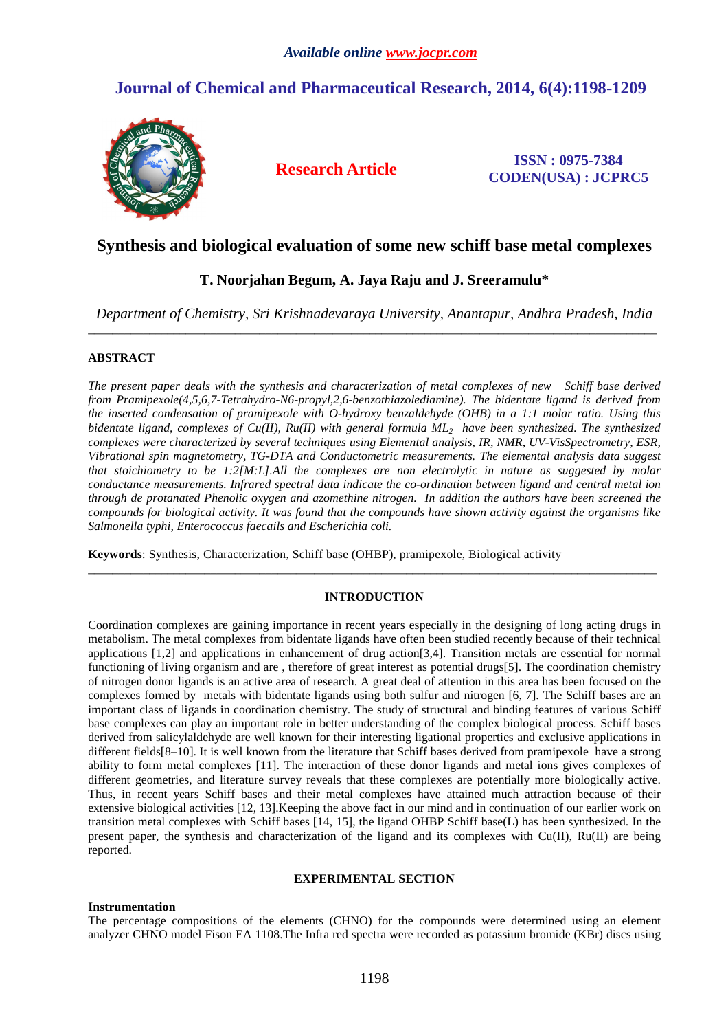*Available online www.jocpr.com*

# Journal of Chemical and Pharmaceutical Research, 2014, 6(4):1198-1209

**Research Article**

**ISSN : 0975-7384**
**CODEN(USA) : JCPRC5**

## Synthesis and biological evaluation of some new schiff base metal complexes

**T. Noorjahan Begum, A. Jaya Raju and J. Sreeramulu\***

*Department of Chemistry, Sri Krishnadevaraya University, Anantapur, Andhra Pradesh, India*

---

### ABSTRACT

*The present paper deals with the synthesis and characterization of metal complexes of new Schiff base derived from Pramipexole(4,5,6,7-Tetrahydro-N6-propyl,2,6-benzothiazolediamine). The bidentate ligand is derived from the inserted condensation of pramipexole with O-hydroxy benzaldehyde (OHB) in a 1:1 molar ratio. Using this bidentate ligand, complexes of Cu(II), Ru(II) with general formula $ML_2$ have been synthesized. The synthesized complexes were characterized by several techniques using Elemental analysis, IR, NMR, UV-VisSpectrometry, ESR, Vibrational spin magnetometry, TG-DTA and Conductometric measurements. The elemental analysis data suggest that stoichiometry to be 1:2[M:L].All the complexes are non electrolytic in nature as suggested by molar conductance measurements. Infrared spectral data indicate the co-ordination between ligand and central metal ion through de protanated Phenolic oxygen and azomethine nitrogen. In addition the authors have been screened the compounds for biological activity. It was found that the compounds have shown activity against the organisms like Salmonella typhi, Enterococcus faecails and Escherichia coli.*

**Keywords**: Synthesis, Characterization, Schiff base (OHBP), pramipexole, Biological activity

---

### INTRODUCTION

Coordination complexes are gaining importance in recent years especially in the designing of long acting drugs in metabolism. The metal complexes from bidentate ligands have often been studied recently because of their technical applications [1,2] and applications in enhancement of drug action[3,4]. Transition metals are essential for normal functioning of living organism and are , therefore of great interest as potential drugs[5]. The coordination chemistry of nitrogen donor ligands is an active area of research. A great deal of attention in this area has been focused on the complexes formed by metals with bidentate ligands using both sulfur and nitrogen [6, 7]. The Schiff bases are an important class of ligands in coordination chemistry. The study of structural and binding features of various Schiff base complexes can play an important role in better understanding of the complex biological process. Schiff bases derived from salicylaldehyde are well known for their interesting ligational properties and exclusive applications in different fields[8–10]. It is well known from the literature that Schiff bases derived from pramipexole have a strong ability to form metal complexes [11]. The interaction of these donor ligands and metal ions gives complexes of different geometries, and literature survey reveals that these complexes are potentially more biologically active. Thus, in recent years Schiff bases and their metal complexes have attained much attraction because of their extensive biological activities [12, 13].Keeping the above fact in our mind and in continuation of our earlier work on transition metal complexes with Schiff bases [14, 15], the ligand OHBP Schiff base(L) has been synthesized. In the present paper, the synthesis and characterization of the ligand and its complexes with Cu(II), Ru(II) are being reported.

### EXPERIMENTAL SECTION

**Instrumentation**

The percentage compositions of the elements (CHNO) for the compounds were determined using an element analyzer CHNO model Fison EA 1108.The Infra red spectra were recorded as potassium bromide (KBr) discs using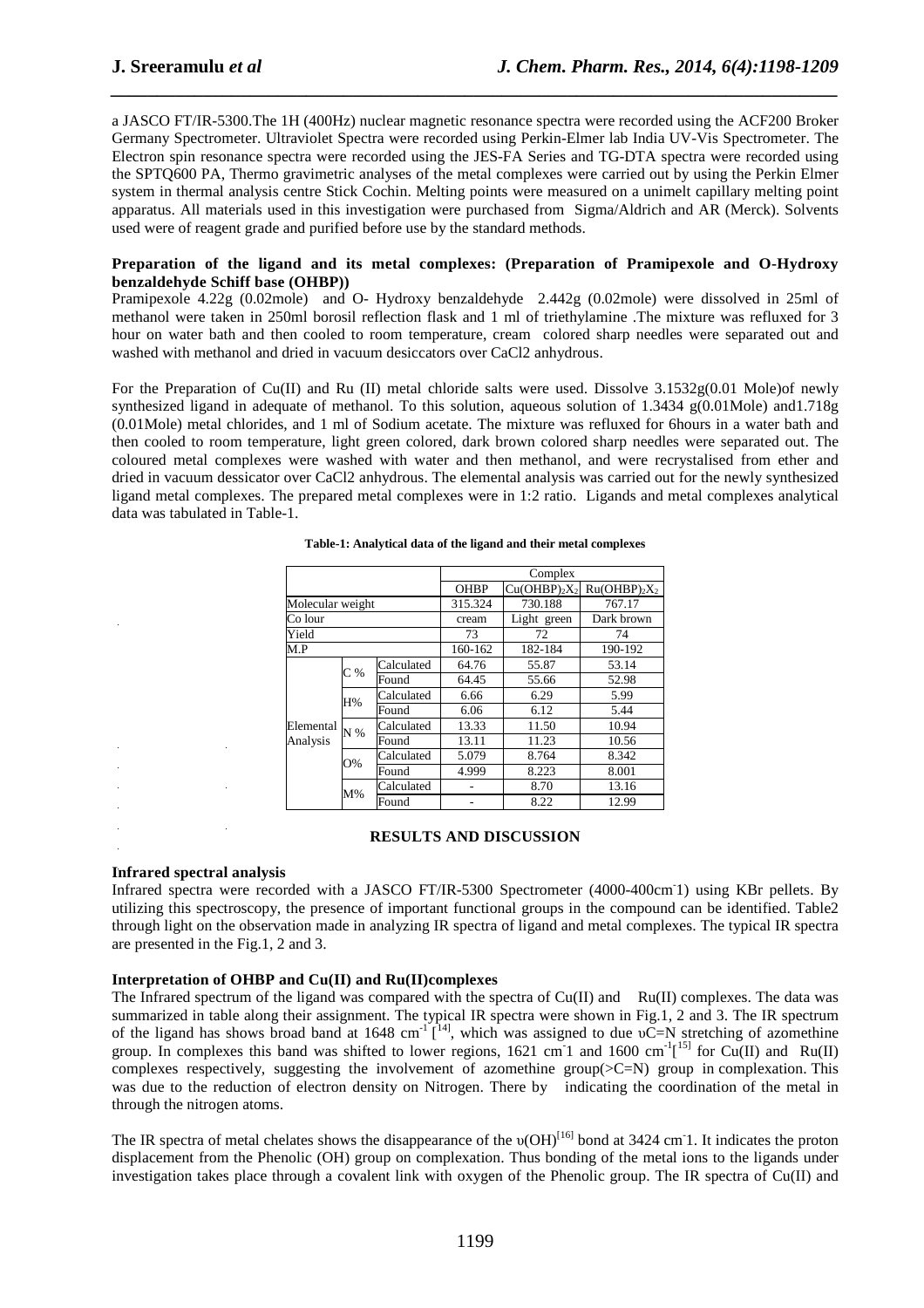a JASCO FT/IR-5300.The 1H (400Hz) nuclear magnetic resonance spectra were recorded using the ACF200 Broker Germany Spectrometer. Ultraviolet Spectra were recorded using Perkin-Elmer lab India UV-Vis Spectrometer. The Electron spin resonance spectra were recorded using the JES-FA Series and TG-DTA spectra were recorded using the SPTQ600 PA, Thermo gravimetric analyses of the metal complexes were carried out by using the Perkin Elmer system in thermal analysis centre Stick Cochin. Melting points were measured on a unimelt capillary melting point apparatus. All materials used in this investigation were purchased from Sigma/Aldrich and AR (Merck). Solvents used were of reagent grade and purified before use by the standard methods.

**Preparation of the ligand and its metal complexes: (Preparation of Pramipexole and O-Hydroxy benzaldehyde Schiff base (OHBP))**

Pramipexole 4.22g (0.02mole) and O- Hydroxy benzaldehyde 2.442g (0.02mole) were dissolved in 25ml of methanol were taken in 250ml borosil reflection flask and 1 ml of triethylamine .The mixture was refluxed for 3 hour on water bath and then cooled to room temperature, cream colored sharp needles were separated out and washed with methanol and dried in vacuum desiccators over CaCl2 anhydrous.

For the Preparation of Cu(II) and Ru (II) metal chloride salts were used. Dissolve 3.1532g(0.01 Mole)of newly synthesized ligand in adequate of methanol. To this solution, aqueous solution of 1.3434 g(0.01Mole) and1.718g (0.01Mole) metal chlorides, and 1 ml of Sodium acetate. The mixture was refluxed for 6hours in a water bath and then cooled to room temperature, light green colored, dark brown colored sharp needles were separated out. The coloured metal complexes were washed with water and then methanol, and were recrystalised from ether and dried in vacuum dessicator over CaCl2 anhydrous. The elemental analysis was carried out for the newly synthesized ligand metal complexes. The prepared metal complexes were in 1:2 ratio. Ligands and metal complexes analytical data was tabulated in Table-1.

**Table-1: Analytical data of the ligand and their metal complexes**

| | | | Complex | | |
|---|---|---|---|---|---|
| | | | OHBP | $Cu(OHBP)_2X_2$ | $Ru(OHBP)_2X_2$ |
| Molecular weight | | | 315.324 | 730.188 | 767.17 |
| Co lour | | | cream | Light green | Dark brown |
| Yield | | | 73 | 72 | 74 |
| M.P | | | 160-162 | 182-184 | 190-192 |
| Elemental Analysis | C % | Calculated | 64.76 | 55.87 | 53.14 |
| | | Found | 64.45 | 55.66 | 52.98 |
| | H% | Calculated | 6.66 | 6.29 | 5.99 |
| | | Found | 6.06 | 6.12 | 5.44 |
| | N % | Calculated | 13.33 | 11.50 | 10.94 |
| | | Found | 13.11 | 11.23 | 10.56 |
| | O% | Calculated | 5.079 | 8.764 | 8.342 |
| | | Found | 4.999 | 8.223 | 8.001 |
| | M% | Calculated | - | 8.70 | 13.16 |
| | | Found | - | 8.22 | 12.99 |

## RESULTS AND DISCUSSION

**Infrared spectral analysis**

Infrared spectra were recorded with a JASCO FT/IR-5300 Spectrometer (4000-400cm-1) using KBr pellets. By utilizing this spectroscopy, the presence of important functional groups in the compound can be identified. Table2 through light on the observation made in analyzing IR spectra of ligand and metal complexes. The typical IR spectra are presented in the Fig.1, 2 and 3.

**Interpretation of OHBP and Cu(II) and Ru(II)complexes**

The Infrared spectrum of the ligand was compared with the spectra of Cu(II) and Ru(II) complexes. The data was summarized in table along their assignment. The typical IR spectra were shown in Fig.1, 2 and 3. The IR spectrum of the ligand has shows broad band at 1648 $cm^{-1}$ [14], which was assigned to due υC=N stretching of azomethine group. In complexes this band was shifted to lower regions, 1621 cm-1 and 1600 $cm^{-1}$[15] for Cu(II) and Ru(II) complexes respectively, suggesting the involvement of azomethine group(>C=N) group in complexation. This was due to the reduction of electron density on Nitrogen. There by indicating the coordination of the metal in through the nitrogen atoms.

The IR spectra of metal chelates shows the disappearance of the υ(OH)[16] bond at 3424 cm-1. It indicates the proton displacement from the Phenolic (OH) group on complexation. Thus bonding of the metal ions to the ligands under investigation takes place through a covalent link with oxygen of the Phenolic group. The IR spectra of Cu(II) and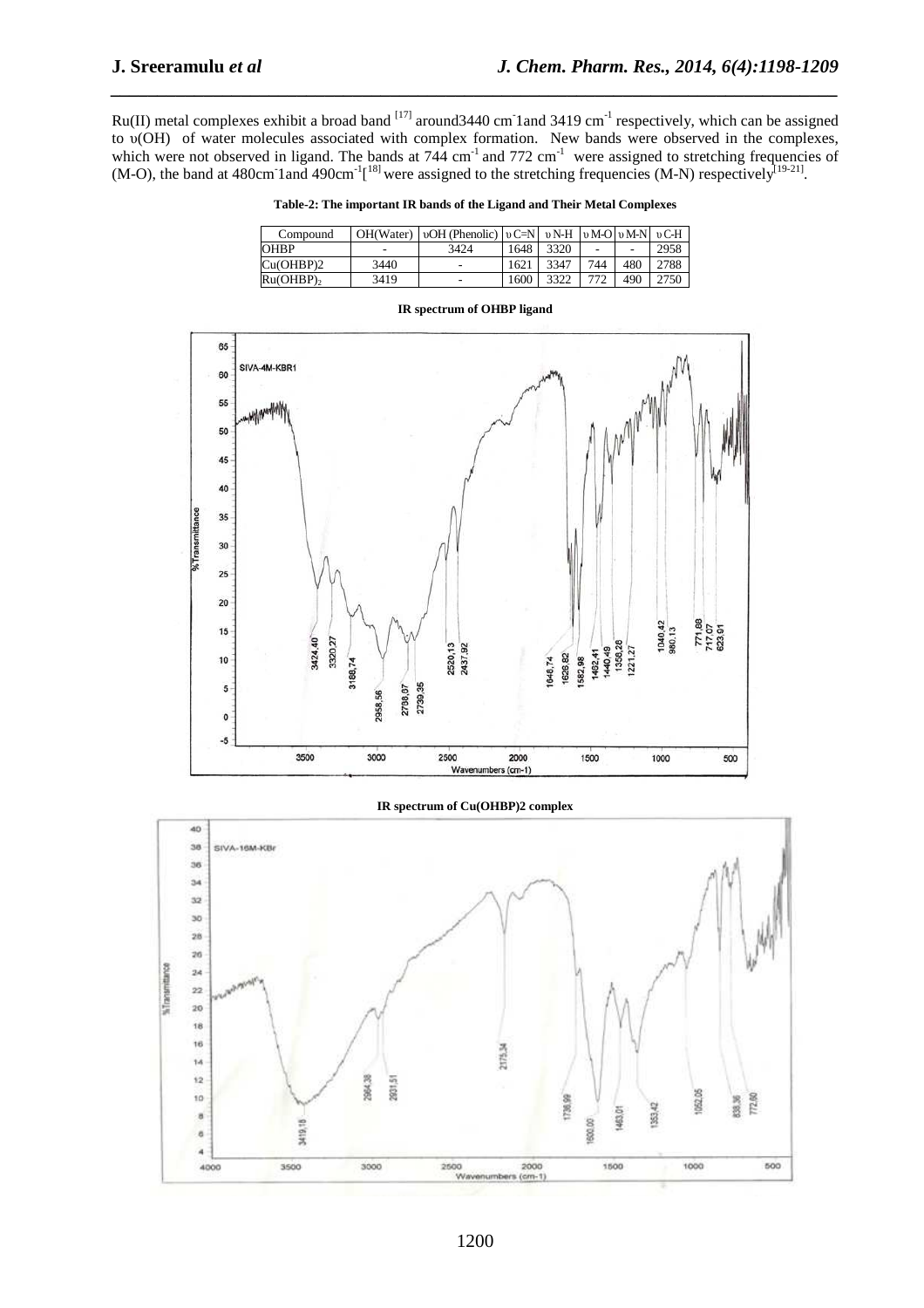Ru(II) metal complexes exhibit a broad band [17] around3440 $cm^{-}$1and 3419 $cm^{-1}$ respectively, which can be assigned to υ(OH) of water molecules associated with complex formation. New bands were observed in the complexes, which were not observed in ligand. The bands at 744 $cm^{-1}$ and 772 $cm^{-1}$ were assigned to stretching frequencies of (M-O), the band at 480$cm^{-}$1and 490$cm^{-1}$[18] were assigned to the stretching frequencies (M-N) respectively[19-21].

**Table-2: The important IR bands of the Ligand and Their Metal Complexes**

| Compound | OH(Water) | υOH (Phenolic) | υ C=N | υ N-H | υ M-O | υ M-N | υ C-H |
|---|---|---|---|---|---|---|---|
| OHBP | - | 3424 | 1648 | 3320 | - | - | 2958 |
| Cu(OHBP)2 | 3440 | - | 1621 | 3347 | 744 | 480 | 2788 |
| $Ru(OHBP)_2$ | 3419 | - | 1600 | 3322 | 772 | 490 | 2750 |

**IR spectrum of OHBP ligand**

**IR spectrum of Cu(OHBP)2 complex**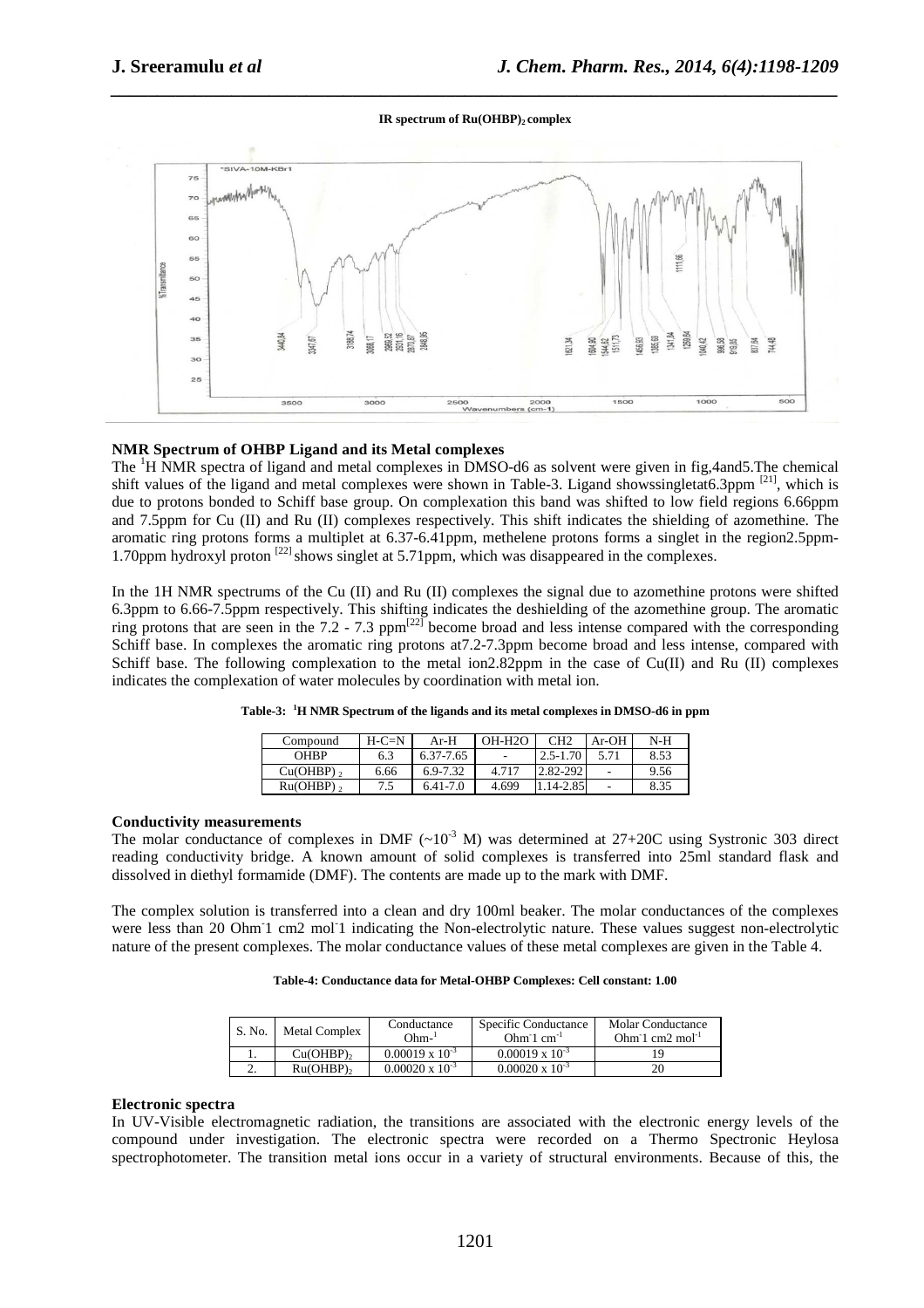**IR spectrum of $Ru(OHBP)_2$ complex**

## NMR Spectrum of OHBP Ligand and its Metal complexes

The $^1$H NMR spectra of ligand and metal complexes in DMSO-d6 as solvent were given in fig,4and5.The chemical shift values of the ligand and metal complexes were shown in Table-3. Ligand showssingletat6.3ppm [21], which is due to protons bonded to Schiff base group. On complexation this band was shifted to low field regions 6.66ppm and 7.5ppm for Cu (II) and Ru (II) complexes respectively. This shift indicates the shielding of azomethine. The aromatic ring protons forms a multiplet at 6.37-6.41ppm, methelene protons forms a singlet in the region2.5ppm-1.70ppm hydroxyl proton [22] shows singlet at 5.71ppm, which was disappeared in the complexes.

In the 1H NMR spectrums of the Cu (II) and Ru (II) complexes the signal due to azomethine protons were shifted 6.3ppm to 6.66-7.5ppm respectively. This shifting indicates the deshielding of the azomethine group. The aromatic ring protons that are seen in the 7.2 - 7.3 ppm[22] become broad and less intense compared with the corresponding Schiff base. In complexes the aromatic ring protons at7.2-7.3ppm become broad and less intense, compared with Schiff base. The following complexation to the metal ion2.82ppm in the case of Cu(II) and Ru (II) complexes indicates the complexation of water molecules by coordination with metal ion.

**Table-3: $^1$H NMR Spectrum of the ligands and its metal complexes in DMSO-d6 in ppm**

| Compound | H-C=N | Ar-H | OH-H2O | CH2 | Ar-OH | N-H |
|---|---|---|---|---|---|---|
| OHBP | 6.3 | 6.37-7.65 | - | 2.5-1.70 | 5.71 | 8.53 |
| $Cu(OHBP)_2$ | 6.66 | 6.9-7.32 | 4.717 | 2.82-292 | - | 9.56 |
| $Ru(OHBP)_2$ | 7.5 | 6.41-7.0 | 4.699 | 1.14-2.85 | - | 8.35 |

## Conductivity measurements

The molar conductance of complexes in DMF (~$10^{-3}$ M) was determined at 27+20C using Systronic 303 direct reading conductivity bridge. A known amount of solid complexes is transferred into 25ml standard flask and dissolved in diethyl formamide (DMF). The contents are made up to the mark with DMF.

The complex solution is transferred into a clean and dry 100ml beaker. The molar conductances of the complexes were less than 20 $Ohm^{-}1$ cm2 $mol^{-}1$ indicating the Non-electrolytic nature. These values suggest non-electrolytic nature of the present complexes. The molar conductance values of these metal complexes are given in the Table 4.

**Table-4: Conductance data for Metal-OHBP Complexes: Cell constant: 1.00**

| S. No. | Metal Complex | Conductance $Ohm^{-1}$ | Specific Conductance $Ohm^{-}1\ cm^{-1}$ | Molar Conductance $Ohm^{-}1\ cm2\ mol^{-1}$ |
|---|---|---|---|---|
| 1. | $Cu(OHBP)_2$ | $0.00019 \times 10^{-3}$ | $0.00019 \times 10^{-3}$ | 19 |
| 2. | $Ru(OHBP)_2$ | $0.00020 \times 10^{-3}$ | $0.00020 \times 10^{-3}$ | 20 |

## Electronic spectra

In UV-Visible electromagnetic radiation, the transitions are associated with the electronic energy levels of the compound under investigation. The electronic spectra were recorded on a Thermo Spectronic Heylosa spectrophotometer. The transition metal ions occur in a variety of structural environments. Because of this, the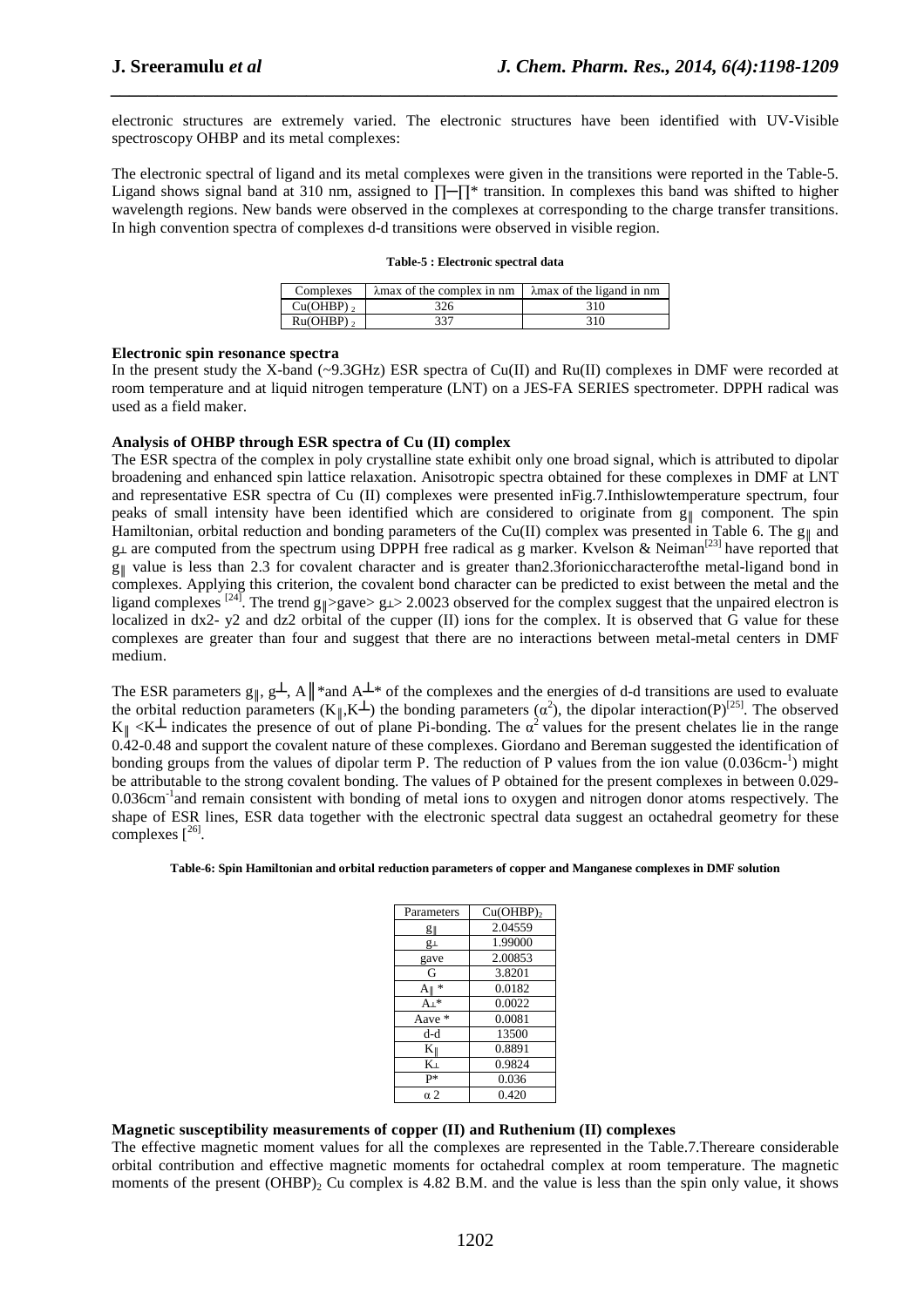electronic structures are extremely varied. The electronic structures have been identified with UV-Visible spectroscopy OHBP and its metal complexes:

The electronic spectral of ligand and its metal complexes were given in the transitions were reported in the Table-5. Ligand shows signal band at 310 nm, assigned to ∏─∏* transition. In complexes this band was shifted to higher wavelength regions. New bands were observed in the complexes at corresponding to the charge transfer transitions. In high convention spectra of complexes d-d transitions were observed in visible region.

**Table-5 : Electronic spectral data**

| Complexes | λmax of the complex in nm | λmax of the ligand in nm |
|---|---|---|
| $Cu(OHBP)_2$ | 326 | 310 |
| $Ru(OHBP)_2$ | 337 | 310 |

**Electronic spin resonance spectra**

In the present study the X-band (~9.3GHz) ESR spectra of Cu(II) and Ru(II) complexes in DMF were recorded at room temperature and at liquid nitrogen temperature (LNT) on a JES-FA SERIES spectrometer. DPPH radical was used as a field maker.

**Analysis of OHBP through ESR spectra of Cu (II) complex**

The ESR spectra of the complex in poly crystalline state exhibit only one broad signal, which is attributed to dipolar broadening and enhanced spin lattice relaxation. Anisotropic spectra obtained for these complexes in DMF at LNT and representative ESR spectra of Cu (II) complexes were presented inFig.7.Inthislowtemperature spectrum, four peaks of small intensity have been identified which are considered to originate from $g_{\parallel}$ component. The spin Hamiltonian, orbital reduction and bonding parameters of the Cu(II) complex was presented in Table 6. The $g_{\parallel}$ and $g_{\perp}$ are computed from the spectrum using DPPH free radical as g marker. Kvelson & Neiman[23] have reported that $g_{\parallel}$ value is less than 2.3 for covalent character and is greater than2.3forioniccharacterofthe metal-ligand bond in complexes. Applying this criterion, the covalent bond character can be predicted to exist between the metal and the ligand complexes [24]. The trend $g_{\parallel}$>gave> $g_{\perp}$> 2.0023 observed for the complex suggest that the unpaired electron is localized in dx2- y2 and dz2 orbital of the cupper (II) ions for the complex. It is observed that G value for these complexes are greater than four and suggest that there are no interactions between metal-metal centers in DMF medium.

The ESR parameters $g_{\parallel}$, $g^{\perp}$, $A_{\parallel}$*and $A^{\perp}$* of the complexes and the energies of d-d transitions are used to evaluate the orbital reduction parameters ($K_{\parallel}$,$K^{\perp}$) the bonding parameters ($\alpha^2$), the dipolar interaction(P)[25]. The observed $K_{\parallel}$ <$K^{\perp}$ indicates the presence of out of plane Pi-bonding. The $\alpha^2$ values for the present chelates lie in the range 0.42-0.48 and support the covalent nature of these complexes. Giordano and Bereman suggested the identification of bonding groups from the values of dipolar term P. The reduction of P values from the ion value (0.036cm-$^1$) might be attributable to the strong covalent bonding. The values of P obtained for the present complexes in between 0.029-0.036cm$^{-1}$and remain consistent with bonding of metal ions to oxygen and nitrogen donor atoms respectively. The shape of ESR lines, ESR data together with the electronic spectral data suggest an octahedral geometry for these complexes [26].

**Table-6: Spin Hamiltonian and orbital reduction parameters of copper and Manganese complexes in DMF solution**

| Parameters | $Cu(OHBP)_2$ |
|---|---|
| $g_{\parallel}$ | 2.04559 |
| $g_{\perp}$ | 1.99000 |
| gave | 2.00853 |
| G | 3.8201 |
| $A_{\parallel}$ * | 0.0182 |
| $A_{\perp}$* | 0.0022 |
| Aave * | 0.0081 |
| d-d | 13500 |
| $K_{\parallel}$ | 0.8891 |
| $K_{\perp}$ | 0.9824 |
| P* | 0.036 |
| α 2 | 0.420 |

**Magnetic susceptibility measurements of copper (II) and Ruthenium (II) complexes**

The effective magnetic moment values for all the complexes are represented in the Table.7.Thereare considerable orbital contribution and effective magnetic moments for octahedral complex at room temperature. The magnetic moments of the present $(OHBP)_2$ Cu complex is 4.82 B.M. and the value is less than the spin only value, it shows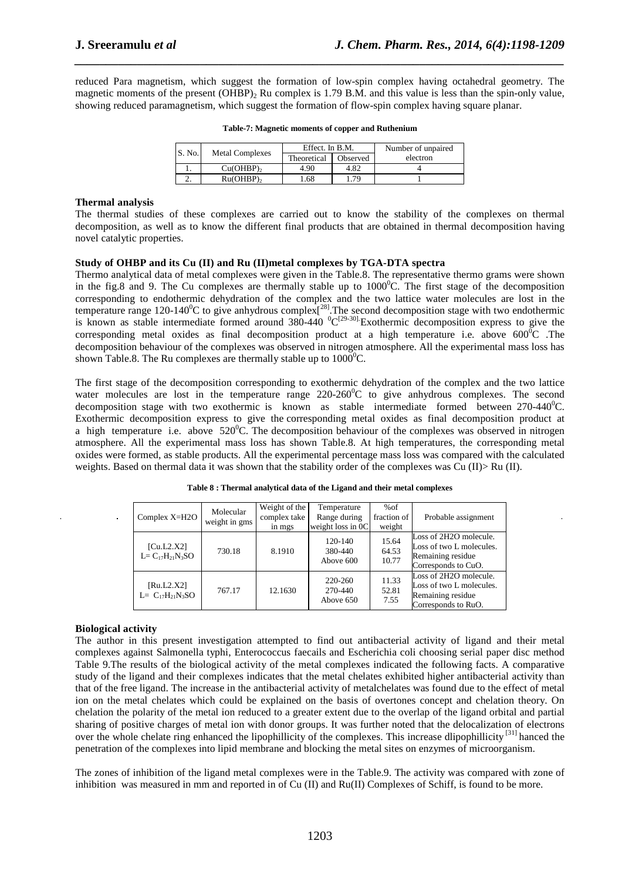reduced Para magnetism, which suggest the formation of low-spin complex having octahedral geometry. The magnetic moments of the present $(OHBP)_2$ Ru complex is 1.79 B.M. and this value is less than the spin-only value, showing reduced paramagnetism, which suggest the formation of flow-spin complex having square planar.

**Table-7: Magnetic moments of copper and Ruthenium**

| S. No. | Metal Complexes | Effect. In B.M. | | Number of unpaired electron |
|---|---|---|---|---|
| | | Theoretical | Observed | |
| 1. | $Cu(OHBP)_2$ | 4.90 | 4.82 | 4 |
| 2. | $Ru(OHBP)_2$ | 1.68 | 1.79 | 1 |

**Thermal analysis**

The thermal studies of these complexes are carried out to know the stability of the complexes on thermal decomposition, as well as to know the different final products that are obtained in thermal decomposition having novel catalytic properties.

**Study of OHBP and its Cu (II) and Ru (II)metal complexes by TGA-DTA spectra**

Thermo analytical data of metal complexes were given in the Table.8. The representative thermo grams were shown in the fig.8 and 9. The Cu complexes are thermally stable up to 1000$^0$C. The first stage of the decomposition corresponding to endothermic dehydration of the complex and the two lattice water molecules are lost in the temperature range 120-140$^0$C to give anhydrous complex[28].The second decomposition stage with two endothermic is known as stable intermediate formed around 380-440 $^0$C[29-30].Exothermic decomposition express to give the corresponding metal oxides as final decomposition product at a high temperature i.e. above 600$^0$C .The decomposition behaviour of the complexes was observed in nitrogen atmosphere. All the experimental mass loss has shown Table.8. The Ru complexes are thermally stable up to 1000$^0$C.

The first stage of the decomposition corresponding to exothermic dehydration of the complex and the two lattice water molecules are lost in the temperature range 220-260$^0$C to give anhydrous complexes. The second decomposition stage with two exothermic is known as stable intermediate formed between 270-440$^0$C. Exothermic decomposition express to give the corresponding metal oxides as final decomposition product at a high temperature i.e. above 520$^0$C. The decomposition behaviour of the complexes was observed in nitrogen atmosphere. All the experimental mass loss has shown Table.8. At high temperatures, the corresponding metal oxides were formed, as stable products. All the experimental percentage mass loss was compared with the calculated weights. Based on thermal data it was shown that the stability order of the complexes was Cu (II)> Ru (II).

**Table 8 : Thermal analytical data of the Ligand and their metal complexes**

| Complex X=H2O | Molecular weight in gms | Weight of the complex take in mgs | Temperature Range during weight loss in 0C | %of fraction of weight | Probable assignment |
|---|---|---|---|---|---|
| [Cu.L2.X2] L= $C_{17}H_{21}N_3SO$ | 730.18 | 8.1910 | 120-140<br>380-440<br>Above 600 | 15.64<br>64.53<br>10.77 | Loss of 2H2O molecule.<br>Loss of two L molecules.<br>Remaining residue Corresponds to CuO. |
| [Ru.L2.X2] L= $C_{17}H_{21}N_3SO$ | 767.17 | 12.1630 | 220-260<br>270-440<br>Above 650 | 11.33<br>52.81<br>7.55 | Loss of 2H2O molecule.<br>Loss of two L molecules.<br>Remaining residue Corresponds to RuO. |

**Biological activity**

The author in this present investigation attempted to find out antibacterial activity of ligand and their metal complexes against Salmonella typhi, Enterococcus faecails and Escherichia coli choosing serial paper disc method Table 9.The results of the biological activity of the metal complexes indicated the following facts. A comparative study of the ligand and their complexes indicates that the metal chelates exhibited higher antibacterial activity than that of the free ligand. The increase in the antibacterial activity of metalchelates was found due to the effect of metal ion on the metal chelates which could be explained on the basis of overtones concept and chelation theory. On chelation the polarity of the metal ion reduced to a greater extent due to the overlap of the ligand orbital and partial sharing of positive charges of metal ion with donor groups. It was further noted that the delocalization of electrons over the whole chelate ring enhanced the lipophillicity of the complexes. This increase dlipophillicity [31] hanced the penetration of the complexes into lipid membrane and blocking the metal sites on enzymes of microorganism.

The zones of inhibition of the ligand metal complexes were in the Table.9. The activity was compared with zone of inhibition was measured in mm and reported in of Cu (II) and Ru(II) Complexes of Schiff, is found to be more.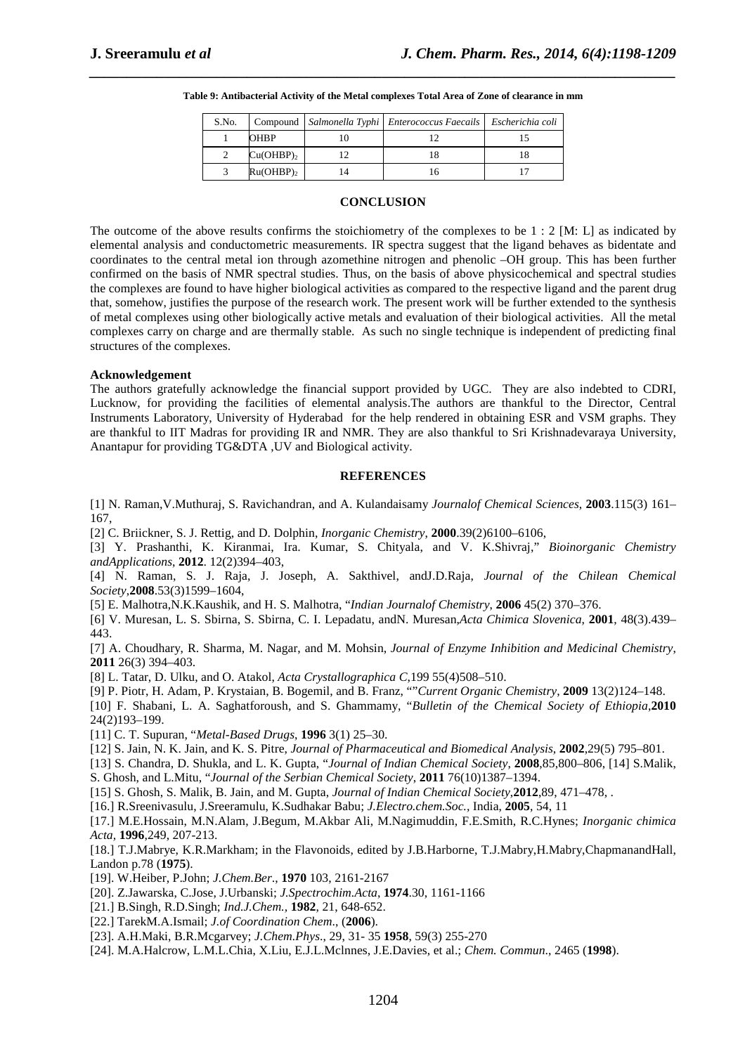**Table 9: Antibacterial Activity of the Metal complexes Total Area of Zone of clearance in mm**

| S.No. | Compound | *Salmonella Typhi* | *Enterococcus Faecails* | *Escherichia coli* |
|---|---|---|---|---|
| 1 | OHBP | 10 | 12 | 15 |
| 2 | $Cu(OHBP)_2$ | 12 | 18 | 18 |
| 3 | $Ru(OHBP)_2$ | 14 | 16 | 17 |

## CONCLUSION

The outcome of the above results confirms the stoichiometry of the complexes to be 1 : 2 [M: L] as indicated by elemental analysis and conductometric measurements. IR spectra suggest that the ligand behaves as bidentate and coordinates to the central metal ion through azomethine nitrogen and phenolic –OH group. This has been further confirmed on the basis of NMR spectral studies. Thus, on the basis of above physicochemical and spectral studies the complexes are found to have higher biological activities as compared to the respective ligand and the parent drug that, somehow, justifies the purpose of the research work. The present work will be further extended to the synthesis of metal complexes using other biologically active metals and evaluation of their biological activities. All the metal complexes carry on charge and are thermally stable. As such no single technique is independent of predicting final structures of the complexes.

**Acknowledgement**

The authors gratefully acknowledge the financial support provided by UGC. They are also indebted to CDRI, Lucknow, for providing the facilities of elemental analysis.The authors are thankful to the Director, Central Instruments Laboratory, University of Hyderabad for the help rendered in obtaining ESR and VSM graphs. They are thankful to IIT Madras for providing IR and NMR. They are also thankful to Sri Krishnadevaraya University, Anantapur for providing TG&DTA ,UV and Biological activity.

## REFERENCES

[1] N. Raman,V.Muthuraj, S. Ravichandran, and A. Kulandaisamy *Journalof Chemical Sciences*, **2003**.115(3) 161–167,

[2] C. Briickner, S. J. Rettig, and D. Dolphin, *Inorganic Chemistry*, **2000**.39(2)6100–6106,

[3] Y. Prashanthi, K. Kiranmai, Ira. Kumar, S. Chityala, and V. K.Shivraj," *Bioinorganic Chemistry andApplications*, **2012**. 12(2)394–403,

[4] N. Raman, S. J. Raja, J. Joseph, A. Sakthivel, andJ.D.Raja, *Journal of the Chilean Chemical Society*,**2008**.53(3)1599–1604,

[5] E. Malhotra,N.K.Kaushik, and H. S. Malhotra, "*Indian Journalof Chemistry*, **2006** 45(2) 370–376.

[6] V. Muresan, L. S. Sbirna, S. Sbirna, C. I. Lepadatu, andN. Muresan,*Acta Chimica Slovenica*, **2001**, 48(3).439–443.

[7] A. Choudhary, R. Sharma, M. Nagar, and M. Mohsin, *Journal of Enzyme Inhibition and Medicinal Chemistry*, **2011** 26(3) 394–403.

[8] L. Tatar, D. Ulku, and O. Atakol, *Acta Crystallographica C*,199 55(4)508–510.

[9] P. Piotr, H. Adam, P. Krystaian, B. Bogemil, and B. Franz, ""*Current Organic Chemistry*, **2009** 13(2)124–148.

[10] F. Shabani, L. A. Saghatforoush, and S. Ghammamy, "*Bulletin of the Chemical Society of Ethiopia*,**2010** 24(2)193–199.

[11] C. T. Supuran, "*Metal-Based Drugs*, **1996** 3(1) 25–30.

[12] S. Jain, N. K. Jain, and K. S. Pitre, *Journal of Pharmaceutical and Biomedical Analysis*, **2002**,29(5) 795–801.

[13] S. Chandra, D. Shukla, and L. K. Gupta, "*Journal of Indian Chemical Society*, **2008**,85,800–806, [14] S.Malik, S. Ghosh, and L.Mitu, "*Journal of the Serbian Chemical Society*, **2011** 76(10)1387–1394.

[15] S. Ghosh, S. Malik, B. Jain, and M. Gupta, *Journal of Indian Chemical Society*,**2012**,89, 471–478, .

[16.] R.Sreenivasulu, J.Sreeramulu, K.Sudhakar Babu; *J.Electro.chem.Soc.*, India, **2005**, 54, 11

[17.] M.E.Hossain, M.N.Alam, J.Begum, M.Akbar Ali, M.Nagimuddin, F.E.Smith, R.C.Hynes; *Inorganic chimica Acta*, **1996**,249, 207-213.

[18.] T.J.Mabrye, K.R.Markham; in the Flavonoids, edited by J.B.Harborne, T.J.Mabry,H.Mabry,ChapmanandHall, Landon p.78 (**1975**).

[19]. W.Heiber, P.John; *J.Chem.Ber*., **1970** 103, 2161-2167

[20]. Z.Jawarska, C.Jose, J.Urbanski; *J.Spectrochim.Acta*, **1974**.30, 1161-1166

[21.] B.Singh, R.D.Singh; *Ind.J.Chem.*, **1982**, 21, 648-652.

[22.] TarekM.A.Ismail; *J.of Coordination Chem*., (**2006**).

[23]. A.H.Maki, B.R.Mcgarvey; *J.Chem.Phys*., 29, 31- 35 **1958**, 59(3) 255-270

[24]. M.A.Halcrow, L.M.L.Chia, X.Liu, E.J.L.Mclnnes, J.E.Davies, et al.; *Chem. Commun*., 2465 (**1998**).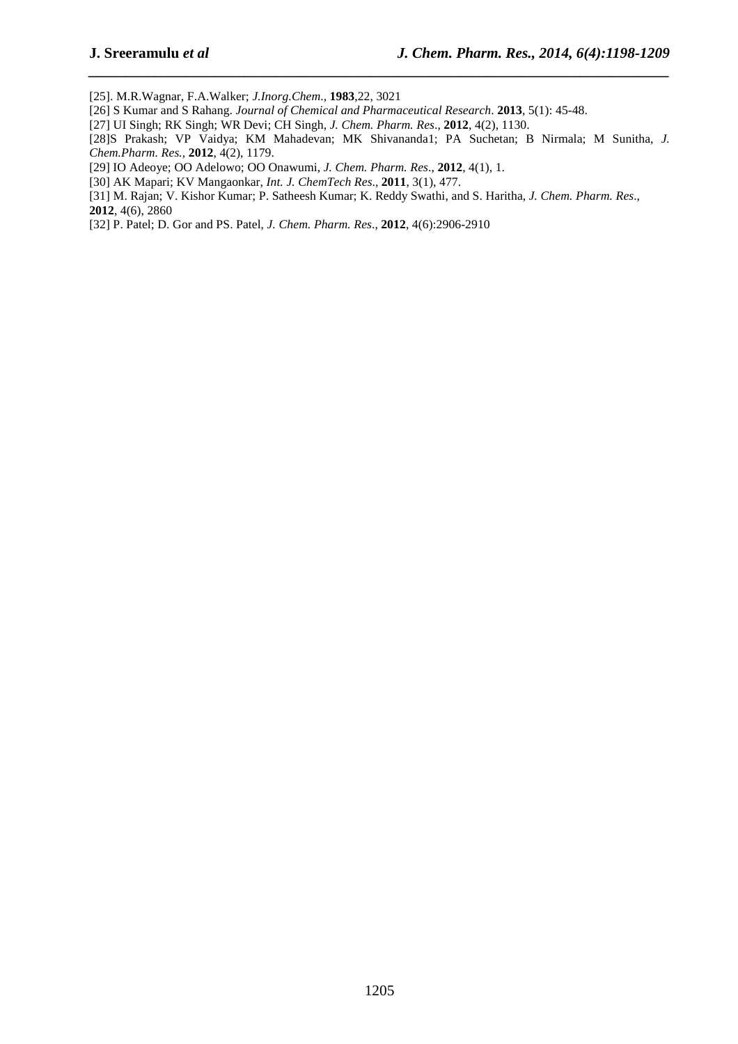[25]. M.R.Wagnar, F.A.Walker; *J.Inorg.Chem*., **1983**,22, 3021

[26] S Kumar and S Rahang. *Journal of Chemical and Pharmaceutical Research*. **2013**, 5(1): 45-48.

[27] UI Singh; RK Singh; WR Devi; CH Singh, *J. Chem. Pharm. Res*., **2012**, 4(2), 1130.

[28]S Prakash; VP Vaidya; KM Mahadevan; MK Shivananda1; PA Suchetan; B Nirmala; M Sunitha, *J. Chem.Pharm. Res.*, **2012**, 4(2), 1179.

[29] IO Adeoye; OO Adelowo; OO Onawumi, *J. Chem. Pharm. Res*., **2012**, 4(1), 1.

[30] AK Mapari; KV Mangaonkar, *Int. J. ChemTech Res*., **2011**, 3(1), 477.

[31] M. Rajan; V. Kishor Kumar; P. Satheesh Kumar; K. Reddy Swathi, and S. Haritha, *J. Chem. Pharm. Res*., **2012**, 4(6), 2860

[32] P. Patel; D. Gor and PS. Patel, *J. Chem. Pharm. Res*., **2012**, 4(6):2906-2910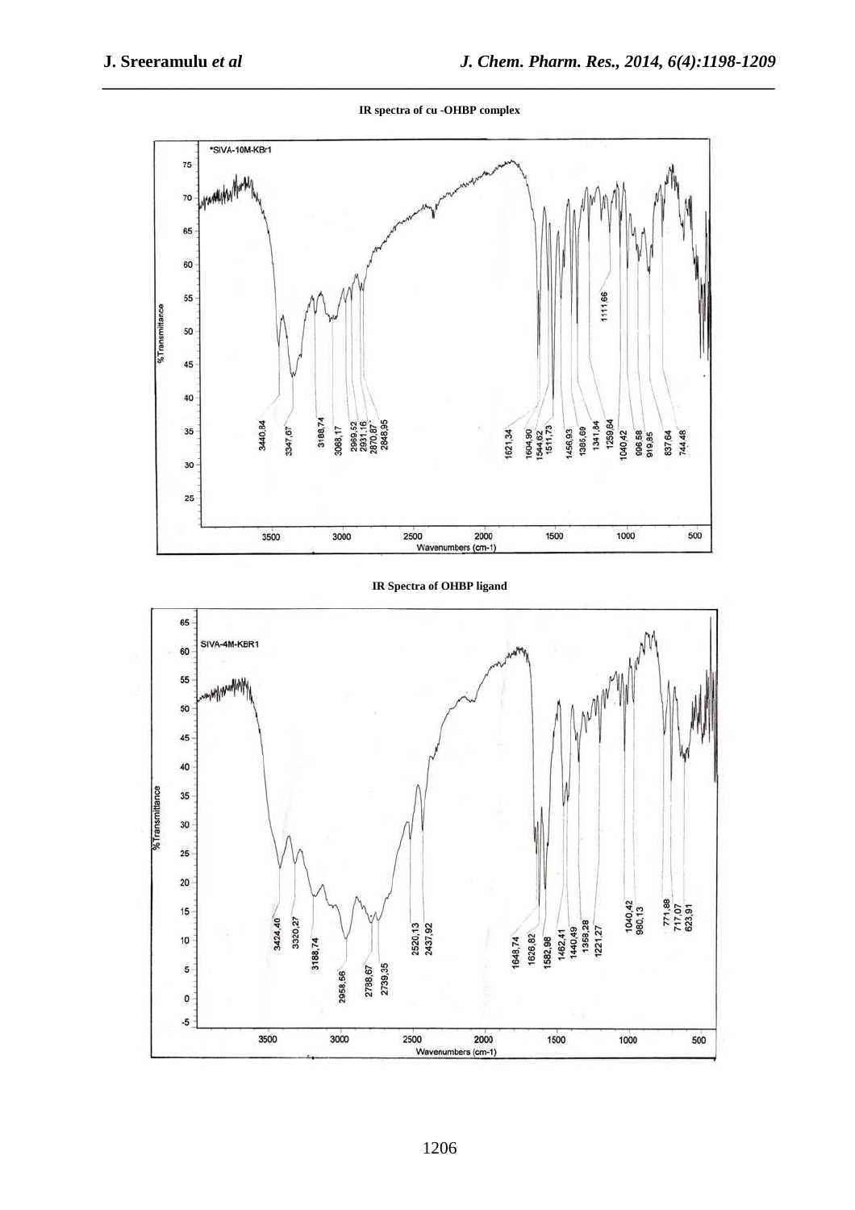**IR spectra of cu -OHBP complex**

**IR Spectra of OHBP ligand**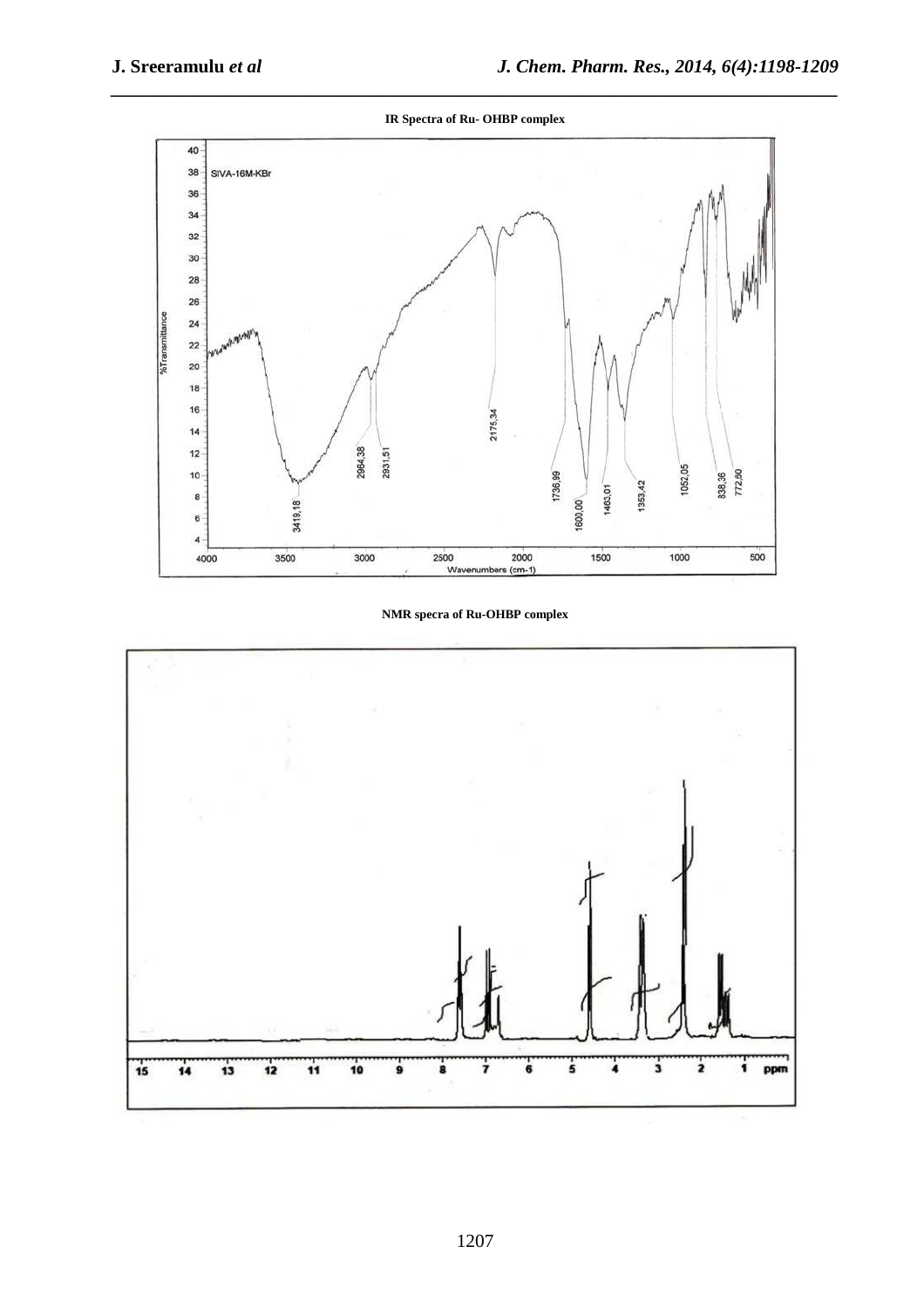**IR Spectra of Ru- OHBP complex**

**NMR specra of Ru-OHBP complex**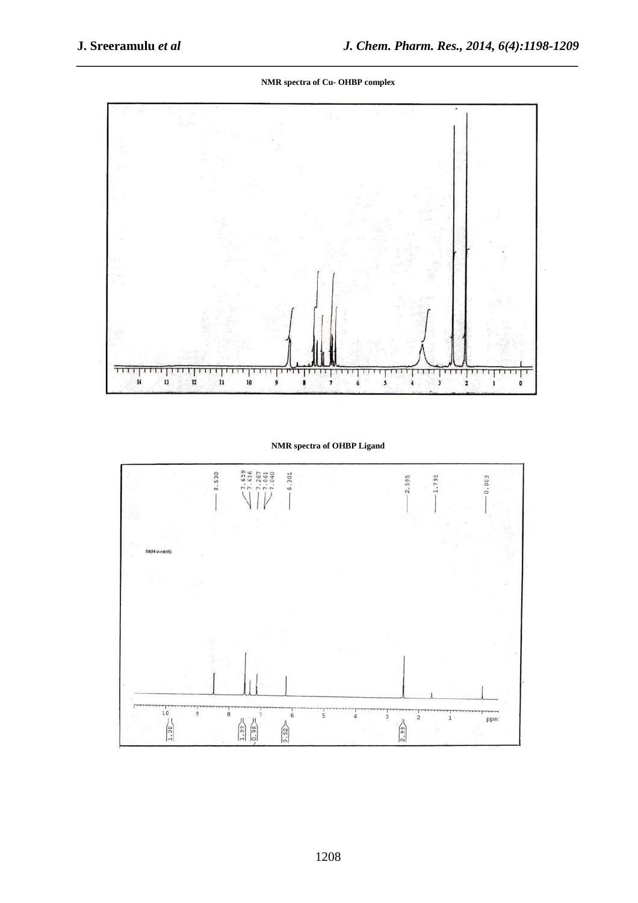**NMR spectra of Cu- OHBP complex**

**NMR spectra of OHBP Ligand**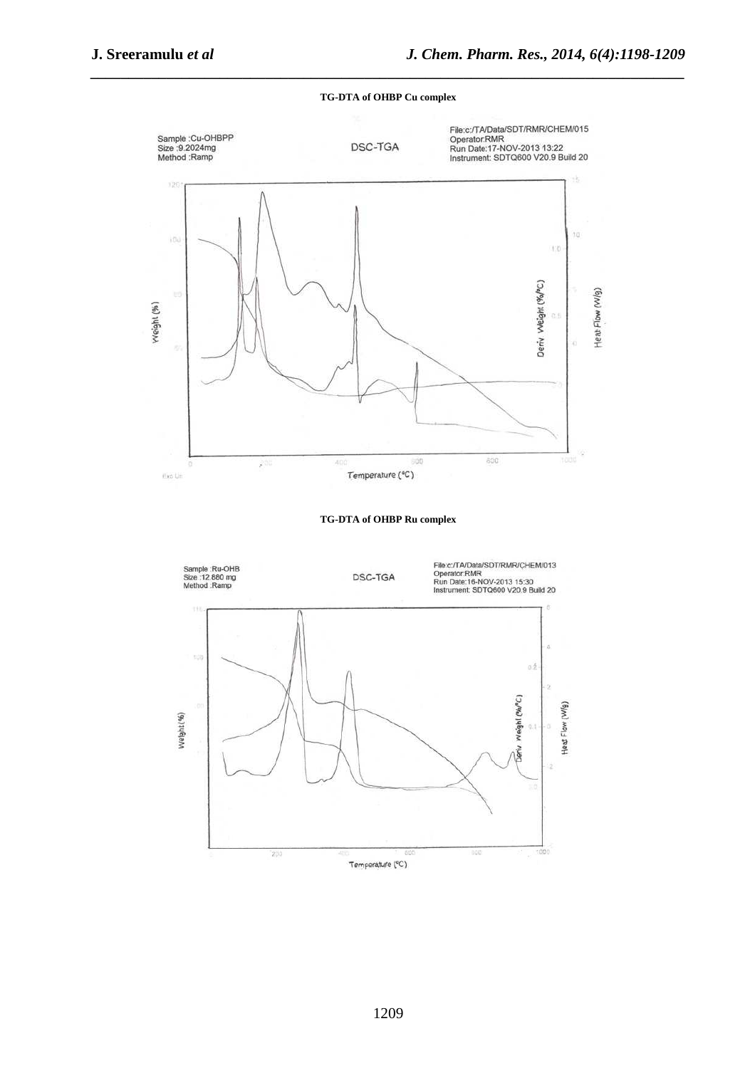**TG-DTA of OHBP Cu complex**

Sample :Cu-OHBPP
Size :9.2024mg
Method :Ramp

DSC-TGA

File:c:/TA/Data/SDT/RMR/CHEM/015
Operator:RMR
Run Date:17-NOV-2013 13:22
Instrument: SDTQ600 V20.9 Build 20

Weight (%)

Deriv Weight (%/°C)

Heat Flow (W/g)

Temperature (°C)

Exo Up

**TG-DTA of OHBP Ru complex**

Sample :Ru-OHB
Size :12.860 mg
Method :Ramp

DSC-TGA

File:c:/TA/Data/SDT/RMR/CHEM/013
Operator:RMR
Run Date:16-NOV-2013 15:30
Instrument: SDTQ600 V20.9 Build 20

Weight(%)

Deriv Weight (%/°C)

Heat Flow (W/g)

Temperature (°C)